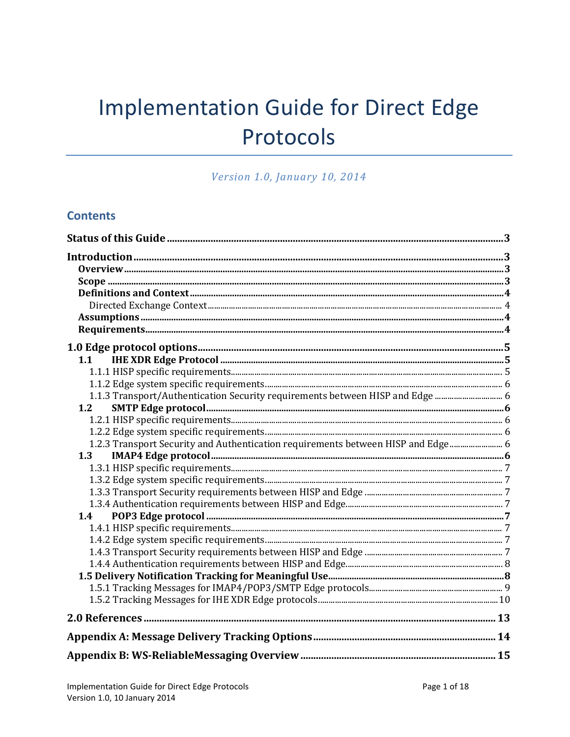# Implementation Guide for Direct Edge Protocols

*Version 1.0, January 10, 2014*

## Contents

**Status of this Guide** .... 3

**Introduction** .... 3
- **Overview** .... 3
- **Scope** .... 3
- **Definitions and Context** .... 4
  - Directed Exchange Context .... 4
- **Assumptions** .... 4
- **Requirements** .... 4

**1.0 Edge protocol options** .... 5
- **1.1 IHE XDR Edge Protocol** .... 5
  - 1.1.1 HISP specific requirements .... 5
  - 1.1.2 Edge system specific requirements .... 6
  - 1.1.3 Transport/Authentication Security requirements between HISP and Edge .... 6
- **1.2 SMTP Edge protocol** .... 6
  - 1.2.1 HISP specific requirements .... 6
  - 1.2.2 Edge system specific requirements .... 6
  - 1.2.3 Transport Security and Authentication requirements between HISP and Edge .... 6
- **1.3 IMAP4 Edge protocol** .... 6
  - 1.3.1 HISP specific requirements .... 7
  - 1.3.2 Edge system specific requirements .... 7
  - 1.3.3 Transport Security requirements between HISP and Edge .... 7
  - 1.3.4 Authentication requirements between HISP and Edge .... 7
- **1.4 POP3 Edge protocol** .... 7
  - 1.4.1 HISP specific requirements .... 7
  - 1.4.2 Edge system specific requirements .... 7
  - 1.4.3 Transport Security requirements between HISP and Edge .... 7
  - 1.4.4 Authentication requirements between HISP and Edge .... 8
- **1.5 Delivery Notification Tracking for Meaningful Use** .... 8
  - 1.5.1 Tracking Messages for IMAP4/POP3/SMTP Edge protocols .... 9
  - 1.5.2 Tracking Messages for IHE XDR Edge protocols .... 10

**2.0 References** .... 13

**Appendix A: Message Delivery Tracking Options** .... 14

**Appendix B: WS-ReliableMessaging Overview** .... 15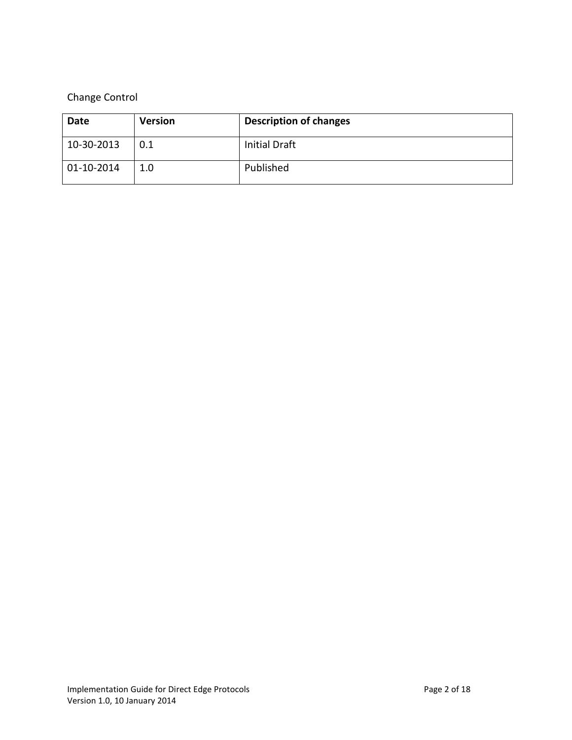Change Control

| Date | Version | Description of changes |
|---|---|---|
| 10-30-2013 | 0.1 | Initial Draft |
| 01-10-2014 | 1.0 | Published |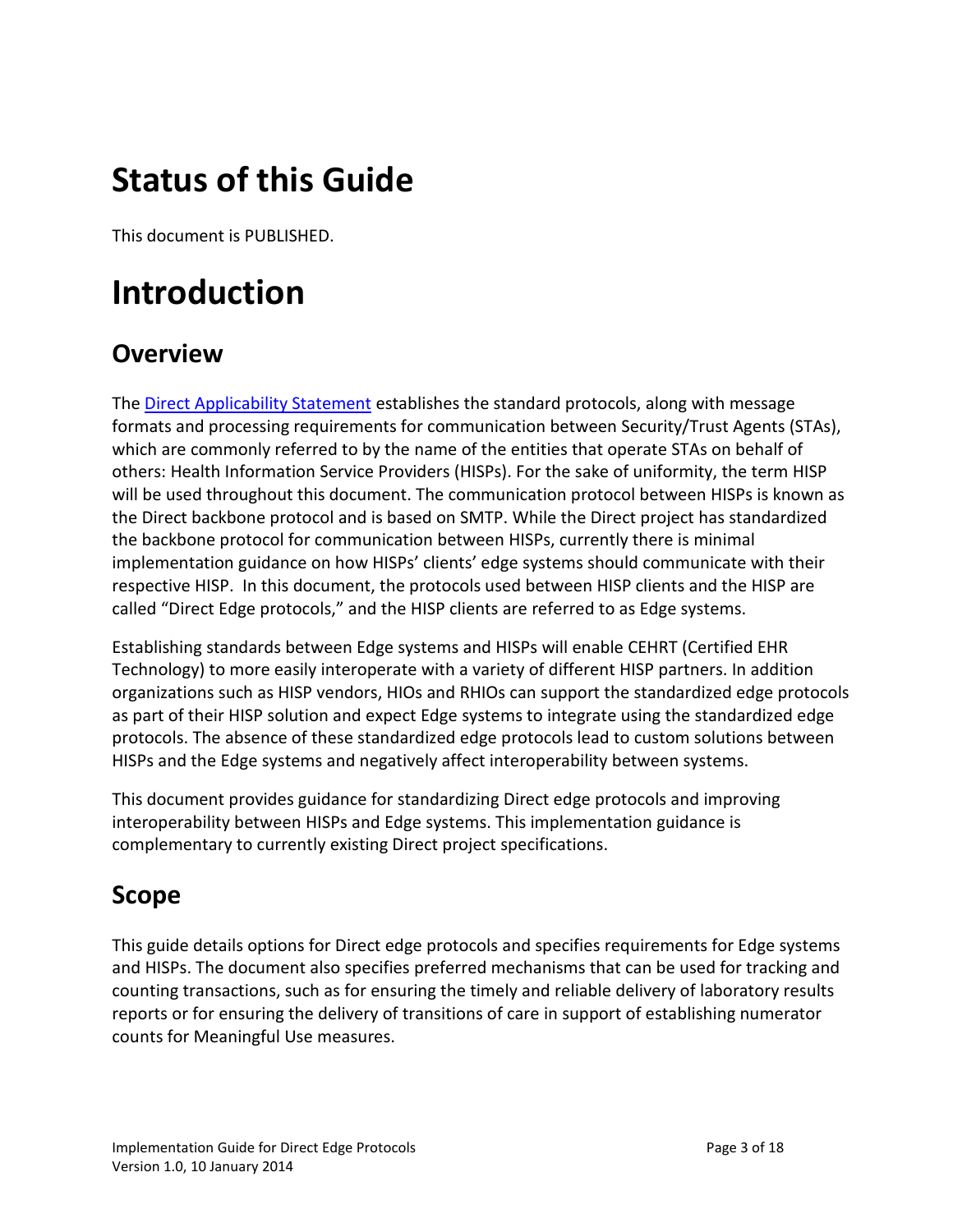# Status of this Guide

This document is PUBLISHED.

# Introduction

## Overview

The [Direct Applicability Statement](Direct Applicability Statement) establishes the standard protocols, along with message formats and processing requirements for communication between Security/Trust Agents (STAs), which are commonly referred to by the name of the entities that operate STAs on behalf of others: Health Information Service Providers (HISPs). For the sake of uniformity, the term HISP will be used throughout this document. The communication protocol between HISPs is known as the Direct backbone protocol and is based on SMTP. While the Direct project has standardized the backbone protocol for communication between HISPs, currently there is minimal implementation guidance on how HISPs' clients' edge systems should communicate with their respective HISP. In this document, the protocols used between HISP clients and the HISP are called "Direct Edge protocols," and the HISP clients are referred to as Edge systems.

Establishing standards between Edge systems and HISPs will enable CEHRT (Certified EHR Technology) to more easily interoperate with a variety of different HISP partners. In addition organizations such as HISP vendors, HIOs and RHIOs can support the standardized edge protocols as part of their HISP solution and expect Edge systems to integrate using the standardized edge protocols. The absence of these standardized edge protocols lead to custom solutions between HISPs and the Edge systems and negatively affect interoperability between systems.

This document provides guidance for standardizing Direct edge protocols and improving interoperability between HISPs and Edge systems. This implementation guidance is complementary to currently existing Direct project specifications.

## Scope

This guide details options for Direct edge protocols and specifies requirements for Edge systems and HISPs. The document also specifies preferred mechanisms that can be used for tracking and counting transactions, such as for ensuring the timely and reliable delivery of laboratory results reports or for ensuring the delivery of transitions of care in support of establishing numerator counts for Meaningful Use measures.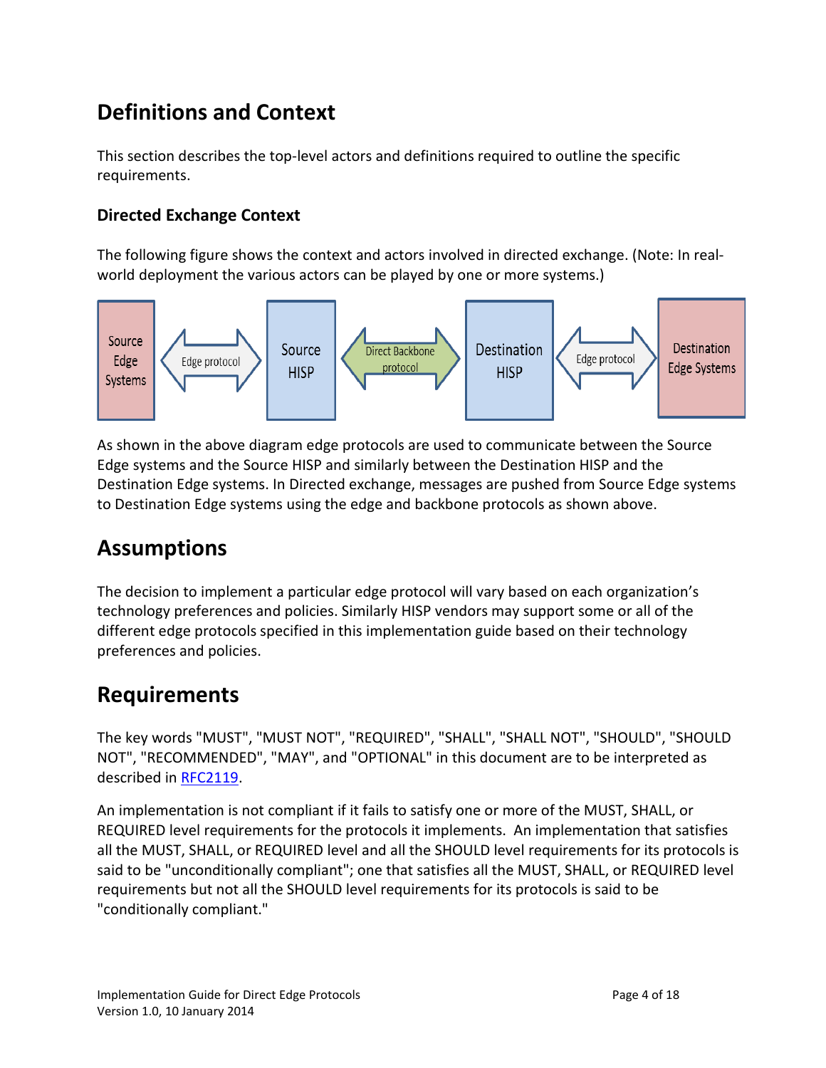# Definitions and Context

This section describes the top-level actors and definitions required to outline the specific requirements.

### Directed Exchange Context

The following figure shows the context and actors involved in directed exchange. (Note: In real-world deployment the various actors can be played by one or more systems.)

Source Edge Systems ⇔ Edge protocol ⇔ Source HISP ⇔ Direct Backbone protocol ⇔ Destination HISP ⇔ Edge protocol ⇔ Destination Edge Systems

As shown in the above diagram edge protocols are used to communicate between the Source Edge systems and the Source HISP and similarly between the Destination HISP and the Destination Edge systems. In Directed exchange, messages are pushed from Source Edge systems to Destination Edge systems using the edge and backbone protocols as shown above.

# Assumptions

The decision to implement a particular edge protocol will vary based on each organization's technology preferences and policies. Similarly HISP vendors may support some or all of the different edge protocols specified in this implementation guide based on their technology preferences and policies.

# Requirements

The key words "MUST", "MUST NOT", "REQUIRED", "SHALL", "SHALL NOT", "SHOULD", "SHOULD NOT", "RECOMMENDED", "MAY", and "OPTIONAL" in this document are to be interpreted as described in RFC2119.

An implementation is not compliant if it fails to satisfy one or more of the MUST, SHALL, or REQUIRED level requirements for the protocols it implements. An implementation that satisfies all the MUST, SHALL, or REQUIRED level and all the SHOULD level requirements for its protocols is said to be "unconditionally compliant"; one that satisfies all the MUST, SHALL, or REQUIRED level requirements but not all the SHOULD level requirements for its protocols is said to be "conditionally compliant."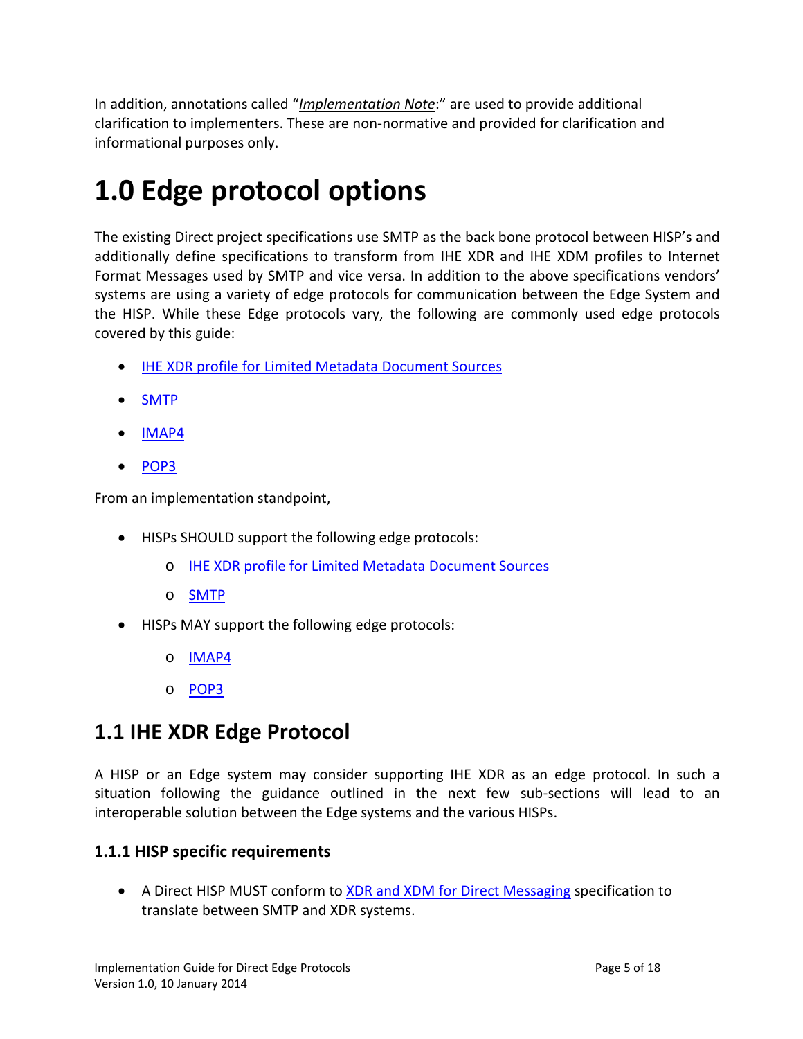In addition, annotations called "*Implementation Note*:" are used to provide additional clarification to implementers. These are non-normative and provided for clarification and informational purposes only.

# 1.0 Edge protocol options

The existing Direct project specifications use SMTP as the back bone protocol between HISP's and additionally define specifications to transform from IHE XDR and IHE XDM profiles to Internet Format Messages used by SMTP and vice versa. In addition to the above specifications vendors' systems are using a variety of edge protocols for communication between the Edge System and the HISP. While these Edge protocols vary, the following are commonly used edge protocols covered by this guide:

- IHE XDR profile for Limited Metadata Document Sources
- SMTP
- IMAP4
- POP3

From an implementation standpoint,

- HISPs SHOULD support the following edge protocols:
  - IHE XDR profile for Limited Metadata Document Sources
  - SMTP
- HISPs MAY support the following edge protocols:
  - IMAP4
  - POP3

## 1.1 IHE XDR Edge Protocol

A HISP or an Edge system may consider supporting IHE XDR as an edge protocol. In such a situation following the guidance outlined in the next few sub-sections will lead to an interoperable solution between the Edge systems and the various HISPs.

### 1.1.1 HISP specific requirements

- A Direct HISP MUST conform to XDR and XDM for Direct Messaging specification to translate between SMTP and XDR systems.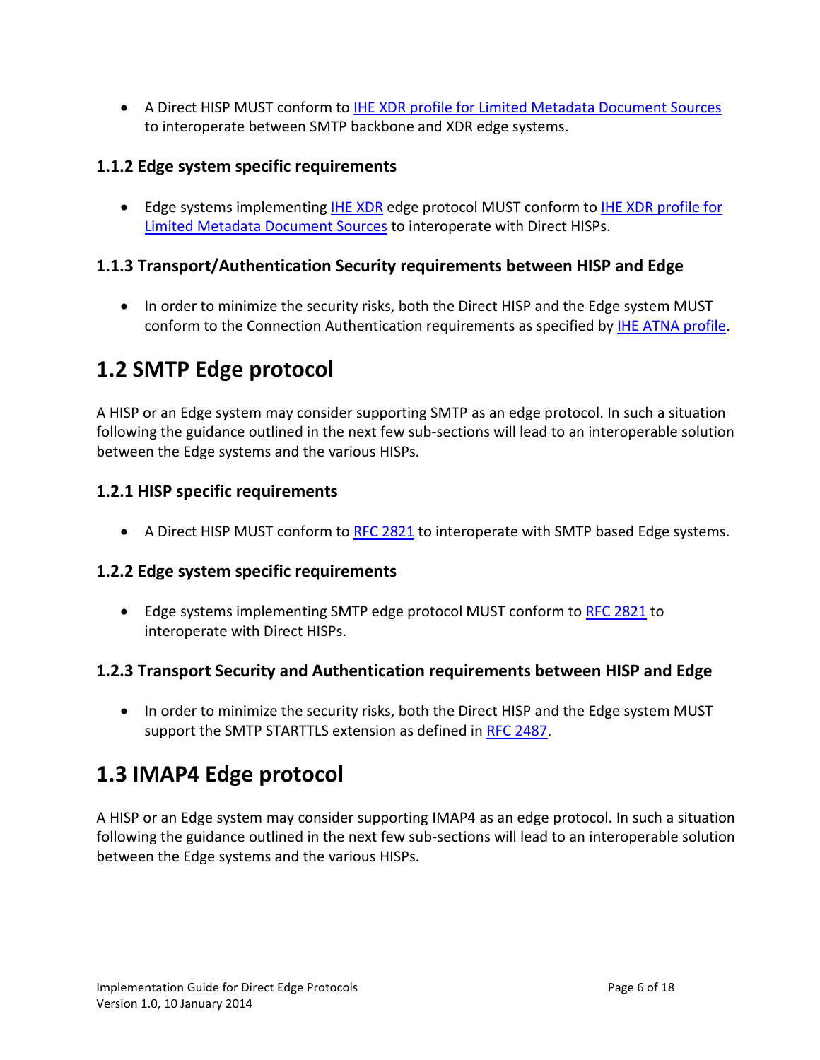- A Direct HISP MUST conform to IHE XDR profile for Limited Metadata Document Sources to interoperate between SMTP backbone and XDR edge systems.

### 1.1.2 Edge system specific requirements

- Edge systems implementing IHE XDR edge protocol MUST conform to IHE XDR profile for Limited Metadata Document Sources to interoperate with Direct HISPs.

### 1.1.3 Transport/Authentication Security requirements between HISP and Edge

- In order to minimize the security risks, both the Direct HISP and the Edge system MUST conform to the Connection Authentication requirements as specified by IHE ATNA profile.

## 1.2 SMTP Edge protocol

A HISP or an Edge system may consider supporting SMTP as an edge protocol. In such a situation following the guidance outlined in the next few sub-sections will lead to an interoperable solution between the Edge systems and the various HISPs.

### 1.2.1 HISP specific requirements

- A Direct HISP MUST conform to RFC 2821 to interoperate with SMTP based Edge systems.

### 1.2.2 Edge system specific requirements

- Edge systems implementing SMTP edge protocol MUST conform to RFC 2821 to interoperate with Direct HISPs.

### 1.2.3 Transport Security and Authentication requirements between HISP and Edge

- In order to minimize the security risks, both the Direct HISP and the Edge system MUST support the SMTP STARTTLS extension as defined in RFC 2487.

## 1.3 IMAP4 Edge protocol

A HISP or an Edge system may consider supporting IMAP4 as an edge protocol. In such a situation following the guidance outlined in the next few sub-sections will lead to an interoperable solution between the Edge systems and the various HISPs.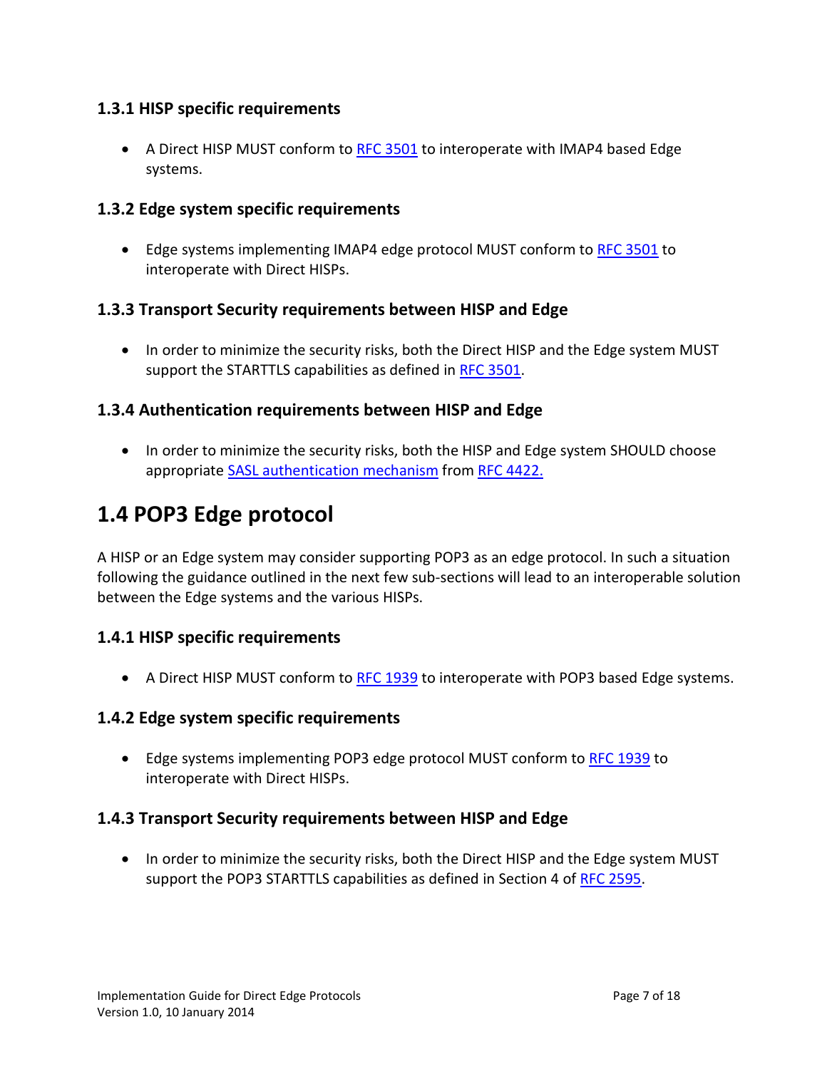### 1.3.1 HISP specific requirements

- A Direct HISP MUST conform to RFC 3501 to interoperate with IMAP4 based Edge systems.

### 1.3.2 Edge system specific requirements

- Edge systems implementing IMAP4 edge protocol MUST conform to RFC 3501 to interoperate with Direct HISPs.

### 1.3.3 Transport Security requirements between HISP and Edge

- In order to minimize the security risks, both the Direct HISP and the Edge system MUST support the STARTTLS capabilities as defined in RFC 3501.

### 1.3.4 Authentication requirements between HISP and Edge

- In order to minimize the security risks, both the HISP and Edge system SHOULD choose appropriate SASL authentication mechanism from RFC 4422.

## 1.4 POP3 Edge protocol

A HISP or an Edge system may consider supporting POP3 as an edge protocol. In such a situation following the guidance outlined in the next few sub-sections will lead to an interoperable solution between the Edge systems and the various HISPs.

### 1.4.1 HISP specific requirements

- A Direct HISP MUST conform to RFC 1939 to interoperate with POP3 based Edge systems.

### 1.4.2 Edge system specific requirements

- Edge systems implementing POP3 edge protocol MUST conform to RFC 1939 to interoperate with Direct HISPs.

### 1.4.3 Transport Security requirements between HISP and Edge

- In order to minimize the security risks, both the Direct HISP and the Edge system MUST support the POP3 STARTTLS capabilities as defined in Section 4 of RFC 2595.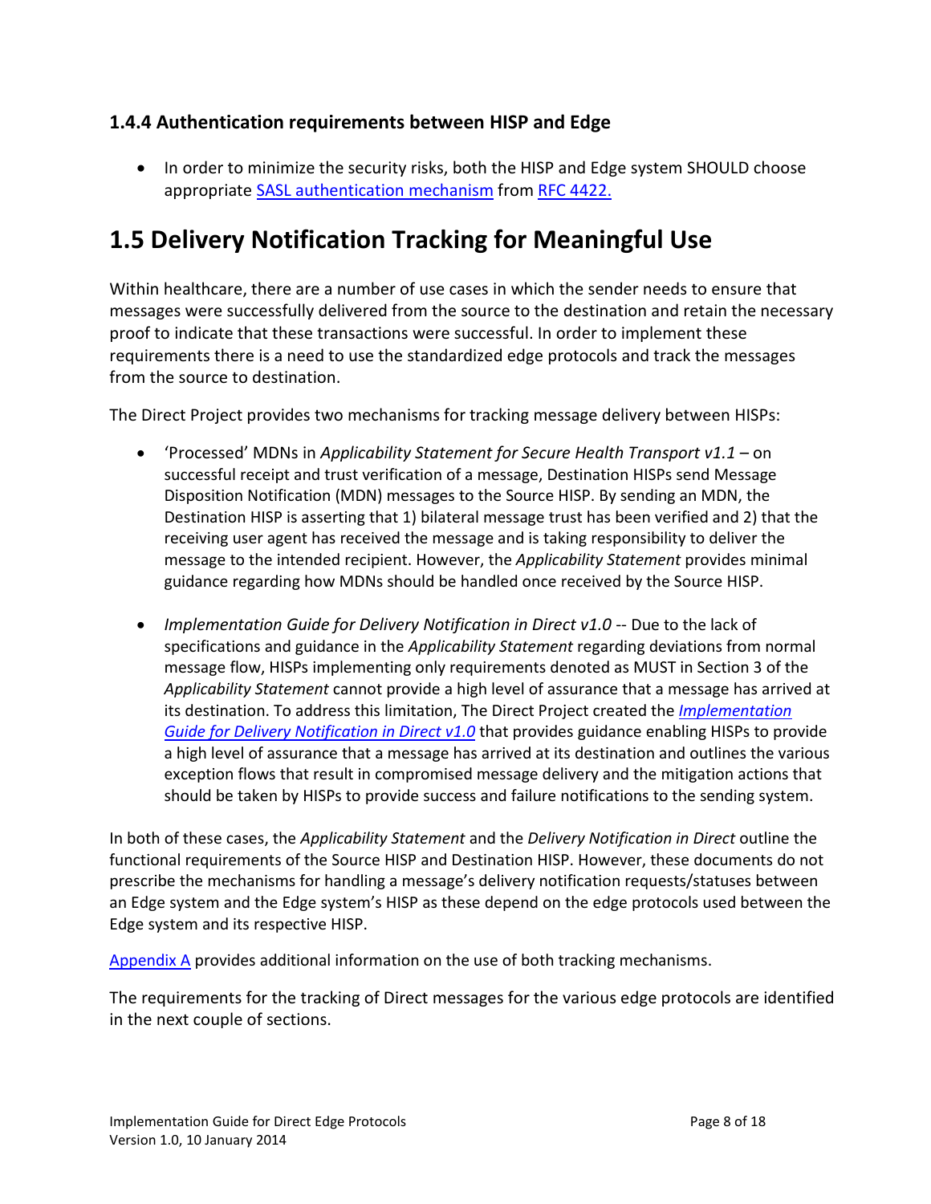### 1.4.4 Authentication requirements between HISP and Edge

- In order to minimize the security risks, both the HISP and Edge system SHOULD choose appropriate SASL authentication mechanism from RFC 4422.

## 1.5 Delivery Notification Tracking for Meaningful Use

Within healthcare, there are a number of use cases in which the sender needs to ensure that messages were successfully delivered from the source to the destination and retain the necessary proof to indicate that these transactions were successful. In order to implement these requirements there is a need to use the standardized edge protocols and track the messages from the source to destination.

The Direct Project provides two mechanisms for tracking message delivery between HISPs:

- 'Processed' MDNs in *Applicability Statement for Secure Health Transport v1.1* – on successful receipt and trust verification of a message, Destination HISPs send Message Disposition Notification (MDN) messages to the Source HISP. By sending an MDN, the Destination HISP is asserting that 1) bilateral message trust has been verified and 2) that the receiving user agent has received the message and is taking responsibility to deliver the message to the intended recipient. However, the *Applicability Statement* provides minimal guidance regarding how MDNs should be handled once received by the Source HISP.

- *Implementation Guide for Delivery Notification in Direct v1.0* -- Due to the lack of specifications and guidance in the *Applicability Statement* regarding deviations from normal message flow, HISPs implementing only requirements denoted as MUST in Section 3 of the *Applicability Statement* cannot provide a high level of assurance that a message has arrived at its destination. To address this limitation, The Direct Project created the *Implementation Guide for Delivery Notification in Direct v1.0* that provides guidance enabling HISPs to provide a high level of assurance that a message has arrived at its destination and outlines the various exception flows that result in compromised message delivery and the mitigation actions that should be taken by HISPs to provide success and failure notifications to the sending system.

In both of these cases, the *Applicability Statement* and the *Delivery Notification in Direct* outline the functional requirements of the Source HISP and Destination HISP. However, these documents do not prescribe the mechanisms for handling a message's delivery notification requests/statuses between an Edge system and the Edge system's HISP as these depend on the edge protocols used between the Edge system and its respective HISP.

Appendix A provides additional information on the use of both tracking mechanisms.

The requirements for the tracking of Direct messages for the various edge protocols are identified in the next couple of sections.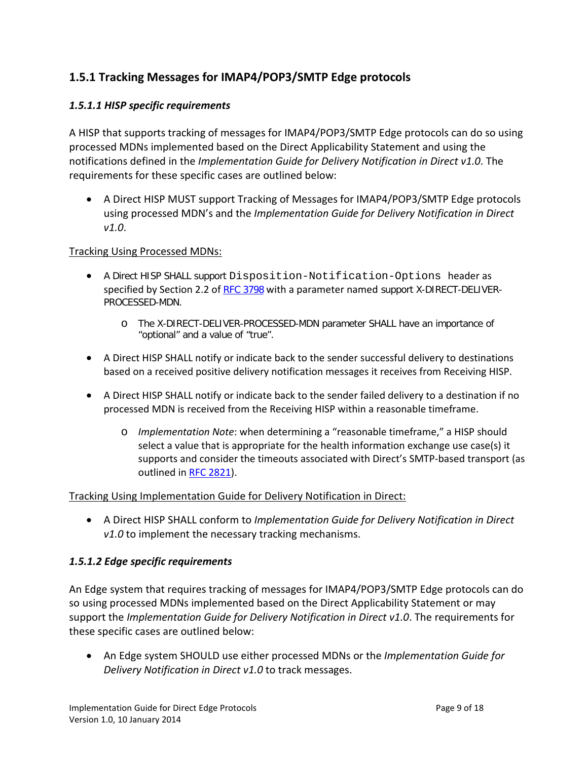### 1.5.1 Tracking Messages for IMAP4/POP3/SMTP Edge protocols

#### *1.5.1.1 HISP specific requirements*

A HISP that supports tracking of messages for IMAP4/POP3/SMTP Edge protocols can do so using processed MDNs implemented based on the Direct Applicability Statement and using the notifications defined in the *Implementation Guide for Delivery Notification in Direct v1.0*. The requirements for these specific cases are outlined below:

- A Direct HISP MUST support Tracking of Messages for IMAP4/POP3/SMTP Edge protocols using processed MDN's and the *Implementation Guide for Delivery Notification in Direct v1.0*.

<u>Tracking Using Processed MDNs:</u>

- A Direct HISP SHALL support `Disposition-Notification-Options` header as specified by Section 2.2 of [RFC 3798](RFC 3798) with a parameter named support X-DIRECT-DELIVER-PROCESSED-MDN.
    - The X-DIRECT-DELIVER-PROCESSED-MDN parameter SHALL have an importance of "optional" and a value of "true".
- A Direct HISP SHALL notify or indicate back to the sender successful delivery to destinations based on a received positive delivery notification messages it receives from Receiving HISP.
- A Direct HISP SHALL notify or indicate back to the sender failed delivery to a destination if no processed MDN is received from the Receiving HISP within a reasonable timeframe.
    - *Implementation Note*: when determining a "reasonable timeframe," a HISP should select a value that is appropriate for the health information exchange use case(s) it supports and consider the timeouts associated with Direct's SMTP-based transport (as outlined in [RFC 2821](RFC 2821)).

<u>Tracking Using Implementation Guide for Delivery Notification in Direct:</u>

- A Direct HISP SHALL conform to *Implementation Guide for Delivery Notification in Direct v1.0* to implement the necessary tracking mechanisms.

#### *1.5.1.2 Edge specific requirements*

An Edge system that requires tracking of messages for IMAP4/POP3/SMTP Edge protocols can do so using processed MDNs implemented based on the Direct Applicability Statement or may support the *Implementation Guide for Delivery Notification in Direct v1.0*. The requirements for these specific cases are outlined below:

- An Edge system SHOULD use either processed MDNs or the *Implementation Guide for Delivery Notification in Direct v1.0* to track messages.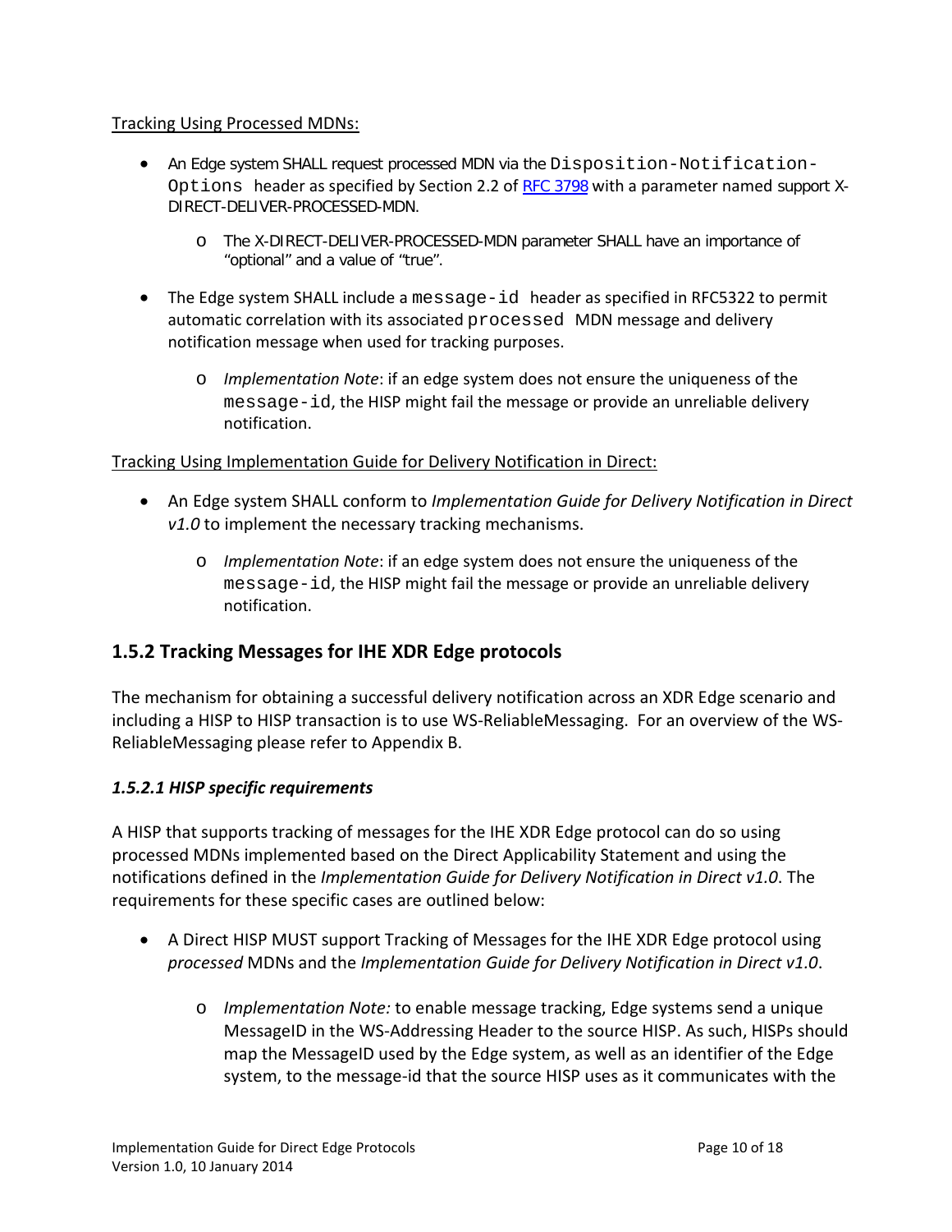Tracking Using Processed MDNs:

- An Edge system SHALL request processed MDN via the `Disposition-Notification-Options` header as specified by Section 2.2 of [RFC 3798](RFC 3798) with a parameter named support X-DIRECT-DELIVER-PROCESSED-MDN.
    - The X-DIRECT-DELIVER-PROCESSED-MDN parameter SHALL have an importance of "optional" and a value of "true".
- The Edge system SHALL include a `message-id` header as specified in RFC5322 to permit automatic correlation with its associated `processed` MDN message and delivery notification message when used for tracking purposes.
    - *Implementation Note*: if an edge system does not ensure the uniqueness of the `message-id`, the HISP might fail the message or provide an unreliable delivery notification.

Tracking Using Implementation Guide for Delivery Notification in Direct:

- An Edge system SHALL conform to *Implementation Guide for Delivery Notification in Direct v1.0* to implement the necessary tracking mechanisms.
    - *Implementation Note*: if an edge system does not ensure the uniqueness of the `message-id`, the HISP might fail the message or provide an unreliable delivery notification.

## 1.5.2 Tracking Messages for IHE XDR Edge protocols

The mechanism for obtaining a successful delivery notification across an XDR Edge scenario and including a HISP to HISP transaction is to use WS-ReliableMessaging. For an overview of the WS-ReliableMessaging please refer to Appendix B.

### *1.5.2.1 HISP specific requirements*

A HISP that supports tracking of messages for the IHE XDR Edge protocol can do so using processed MDNs implemented based on the Direct Applicability Statement and using the notifications defined in the *Implementation Guide for Delivery Notification in Direct v1.0*. The requirements for these specific cases are outlined below:

- A Direct HISP MUST support Tracking of Messages for the IHE XDR Edge protocol using *processed* MDNs and the *Implementation Guide for Delivery Notification in Direct v1.0*.
    - *Implementation Note:* to enable message tracking, Edge systems send a unique MessageID in the WS-Addressing Header to the source HISP. As such, HISPs should map the MessageID used by the Edge system, as well as an identifier of the Edge system, to the message-id that the source HISP uses as it communicates with the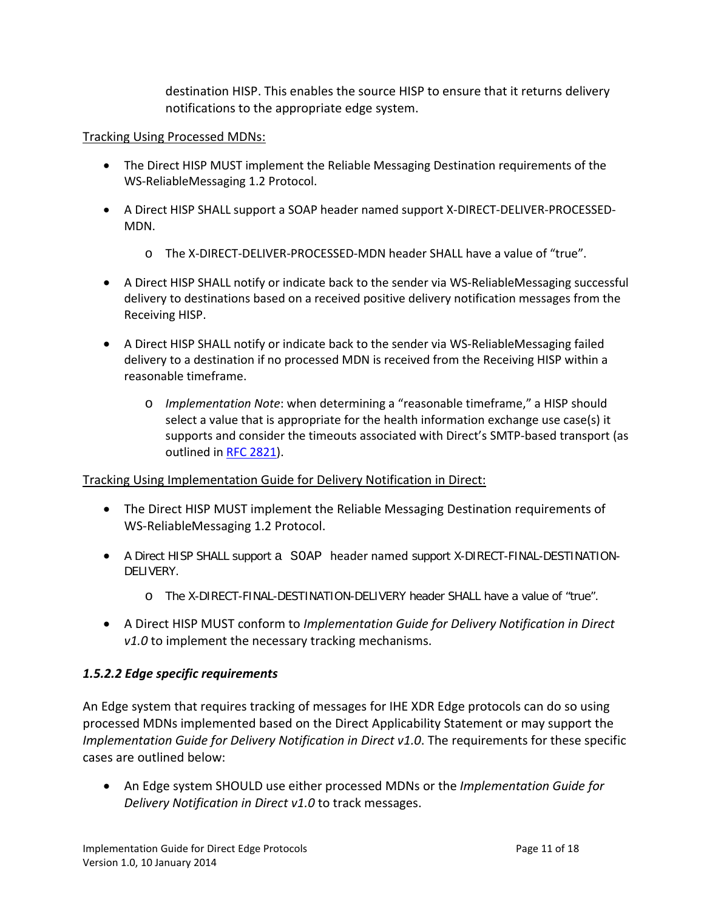destination HISP. This enables the source HISP to ensure that it returns delivery notifications to the appropriate edge system.

Tracking Using Processed MDNs:

- The Direct HISP MUST implement the Reliable Messaging Destination requirements of the WS-ReliableMessaging 1.2 Protocol.
- A Direct HISP SHALL support a SOAP header named support X-DIRECT-DELIVER-PROCESSED-MDN.
    - The X-DIRECT-DELIVER-PROCESSED-MDN header SHALL have a value of "true".
- A Direct HISP SHALL notify or indicate back to the sender via WS-ReliableMessaging successful delivery to destinations based on a received positive delivery notification messages from the Receiving HISP.
- A Direct HISP SHALL notify or indicate back to the sender via WS-ReliableMessaging failed delivery to a destination if no processed MDN is received from the Receiving HISP within a reasonable timeframe.
    - *Implementation Note*: when determining a "reasonable timeframe," a HISP should select a value that is appropriate for the health information exchange use case(s) it supports and consider the timeouts associated with Direct's SMTP-based transport (as outlined in RFC 2821).

Tracking Using Implementation Guide for Delivery Notification in Direct:

- The Direct HISP MUST implement the Reliable Messaging Destination requirements of WS-ReliableMessaging 1.2 Protocol.
- A Direct HISP SHALL support a SOAP header named support X-DIRECT-FINAL-DESTINATION-DELIVERY.
    - The X-DIRECT-FINAL-DESTINATION-DELIVERY header SHALL have a value of "true".
- A Direct HISP MUST conform to *Implementation Guide for Delivery Notification in Direct v1.0* to implement the necessary tracking mechanisms.

#### *1.5.2.2 Edge specific requirements*

An Edge system that requires tracking of messages for IHE XDR Edge protocols can do so using processed MDNs implemented based on the Direct Applicability Statement or may support the *Implementation Guide for Delivery Notification in Direct v1.0*. The requirements for these specific cases are outlined below:

- An Edge system SHOULD use either processed MDNs or the *Implementation Guide for Delivery Notification in Direct v1.0* to track messages.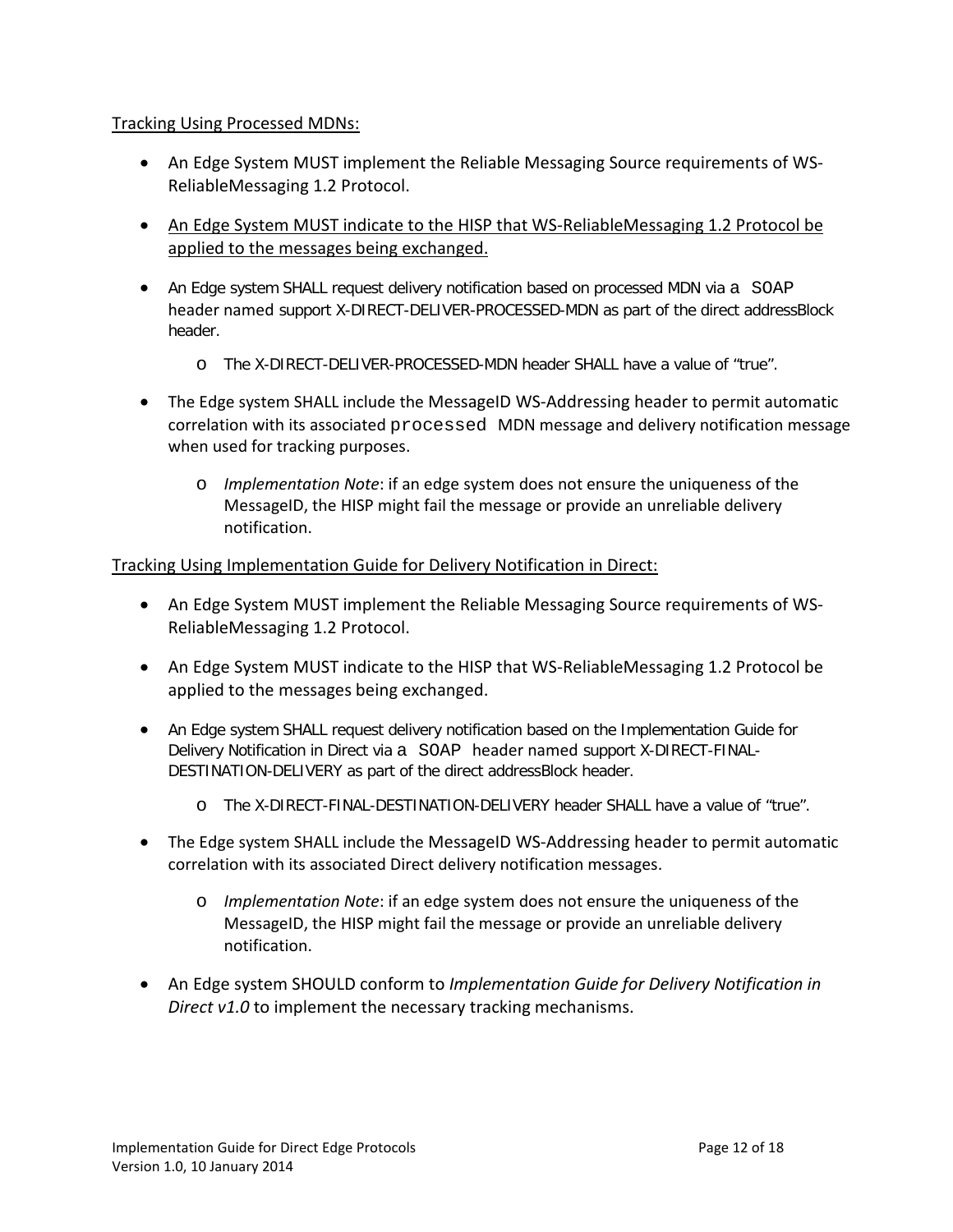Tracking Using Processed MDNs:

- An Edge System MUST implement the Reliable Messaging Source requirements of WS-ReliableMessaging 1.2 Protocol.
- An Edge System MUST indicate to the HISP that WS-ReliableMessaging 1.2 Protocol be applied to the messages being exchanged.
- An Edge system SHALL request delivery notification based on processed MDN via a SOAP header named support X-DIRECT-DELIVER-PROCESSED-MDN as part of the direct addressBlock header.
  - The X-DIRECT-DELIVER-PROCESSED-MDN header SHALL have a value of "true".
- The Edge system SHALL include the MessageID WS-Addressing header to permit automatic correlation with its associated processed MDN message and delivery notification message when used for tracking purposes.
  - *Implementation Note*: if an edge system does not ensure the uniqueness of the MessageID, the HISP might fail the message or provide an unreliable delivery notification.

Tracking Using Implementation Guide for Delivery Notification in Direct:

- An Edge System MUST implement the Reliable Messaging Source requirements of WS-ReliableMessaging 1.2 Protocol.
- An Edge System MUST indicate to the HISP that WS-ReliableMessaging 1.2 Protocol be applied to the messages being exchanged.
- An Edge system SHALL request delivery notification based on the Implementation Guide for Delivery Notification in Direct via a SOAP header named support X-DIRECT-FINAL-DESTINATION-DELIVERY as part of the direct addressBlock header.
  - The X-DIRECT-FINAL-DESTINATION-DELIVERY header SHALL have a value of "true".
- The Edge system SHALL include the MessageID WS-Addressing header to permit automatic correlation with its associated Direct delivery notification messages.
  - *Implementation Note*: if an edge system does not ensure the uniqueness of the MessageID, the HISP might fail the message or provide an unreliable delivery notification.
- An Edge system SHOULD conform to *Implementation Guide for Delivery Notification in Direct v1.0* to implement the necessary tracking mechanisms.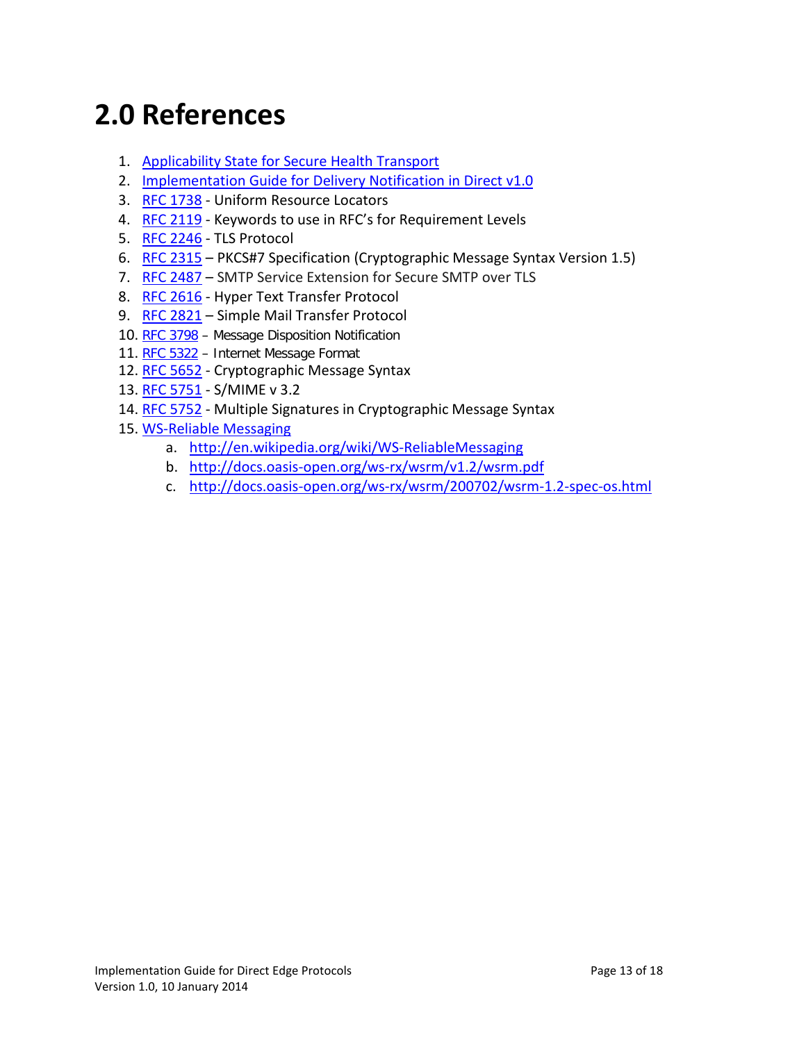# 2.0 References

1. Applicability State for Secure Health Transport
2. Implementation Guide for Delivery Notification in Direct v1.0
3. RFC 1738 - Uniform Resource Locators
4. RFC 2119 - Keywords to use in RFC's for Requirement Levels
5. RFC 2246 - TLS Protocol
6. RFC 2315 – PKCS#7 Specification (Cryptographic Message Syntax Version 1.5)
7. RFC 2487 – SMTP Service Extension for Secure SMTP over TLS
8. RFC 2616 - Hyper Text Transfer Protocol
9. RFC 2821 – Simple Mail Transfer Protocol
10. RFC 3798 – Message Disposition Notification
11. RFC 5322 – Internet Message Format
12. RFC 5652 - Cryptographic Message Syntax
13. RFC 5751 - S/MIME v 3.2
14. RFC 5752 - Multiple Signatures in Cryptographic Message Syntax
15. WS-Reliable Messaging
    a. http://en.wikipedia.org/wiki/WS-ReliableMessaging
    b. http://docs.oasis-open.org/ws-rx/wsrm/v1.2/wsrm.pdf
    c. http://docs.oasis-open.org/ws-rx/wsrm/200702/wsrm-1.2-spec-os.html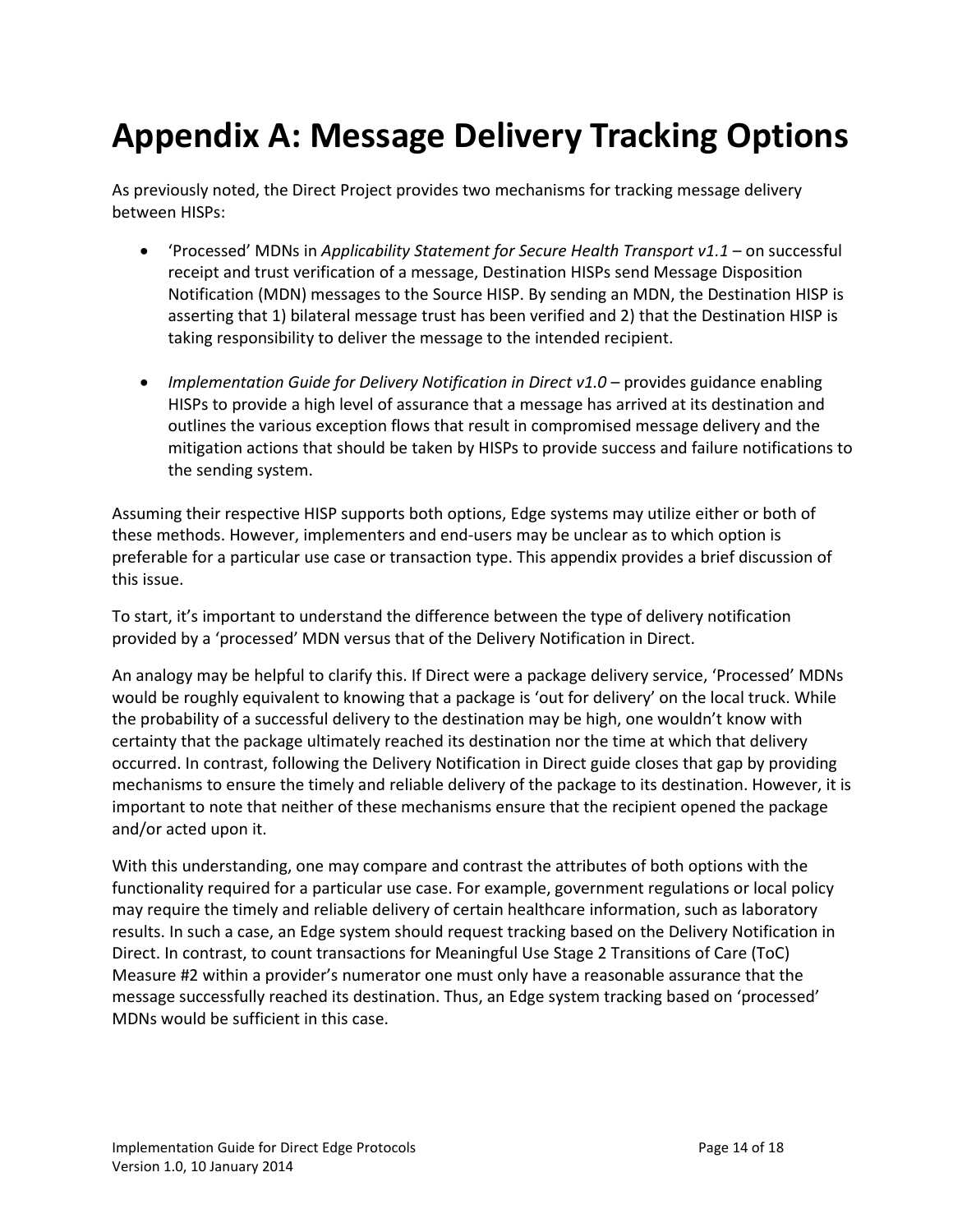# Appendix A: Message Delivery Tracking Options

As previously noted, the Direct Project provides two mechanisms for tracking message delivery between HISPs:

- 'Processed' MDNs in *Applicability Statement for Secure Health Transport v1.1* – on successful receipt and trust verification of a message, Destination HISPs send Message Disposition Notification (MDN) messages to the Source HISP. By sending an MDN, the Destination HISP is asserting that 1) bilateral message trust has been verified and 2) that the Destination HISP is taking responsibility to deliver the message to the intended recipient.

- *Implementation Guide for Delivery Notification in Direct v1.0* – provides guidance enabling HISPs to provide a high level of assurance that a message has arrived at its destination and outlines the various exception flows that result in compromised message delivery and the mitigation actions that should be taken by HISPs to provide success and failure notifications to the sending system.

Assuming their respective HISP supports both options, Edge systems may utilize either or both of these methods. However, implementers and end-users may be unclear as to which option is preferable for a particular use case or transaction type. This appendix provides a brief discussion of this issue.

To start, it's important to understand the difference between the type of delivery notification provided by a 'processed' MDN versus that of the Delivery Notification in Direct.

An analogy may be helpful to clarify this. If Direct were a package delivery service, 'Processed' MDNs would be roughly equivalent to knowing that a package is 'out for delivery' on the local truck. While the probability of a successful delivery to the destination may be high, one wouldn't know with certainty that the package ultimately reached its destination nor the time at which that delivery occurred. In contrast, following the Delivery Notification in Direct guide closes that gap by providing mechanisms to ensure the timely and reliable delivery of the package to its destination. However, it is important to note that neither of these mechanisms ensure that the recipient opened the package and/or acted upon it.

With this understanding, one may compare and contrast the attributes of both options with the functionality required for a particular use case. For example, government regulations or local policy may require the timely and reliable delivery of certain healthcare information, such as laboratory results. In such a case, an Edge system should request tracking based on the Delivery Notification in Direct. In contrast, to count transactions for Meaningful Use Stage 2 Transitions of Care (ToC) Measure #2 within a provider's numerator one must only have a reasonable assurance that the message successfully reached its destination. Thus, an Edge system tracking based on 'processed' MDNs would be sufficient in this case.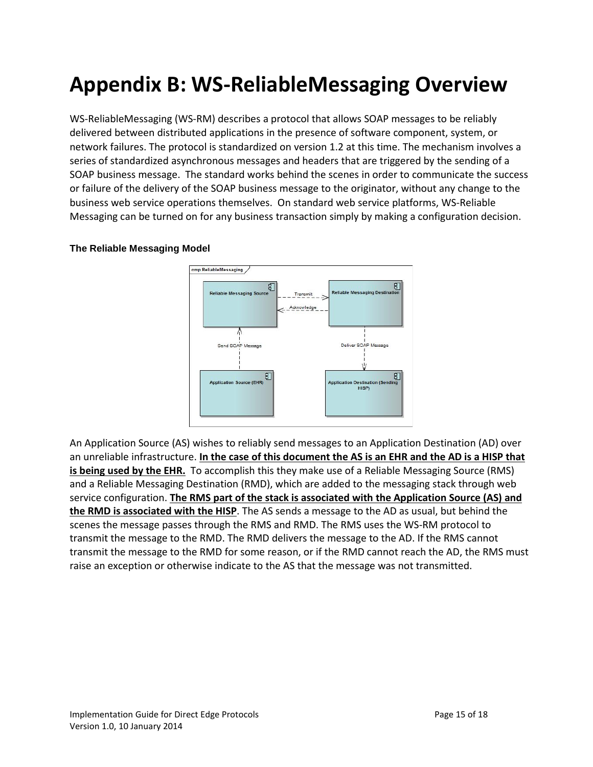# Appendix B: WS-ReliableMessaging Overview

WS-ReliableMessaging (WS-RM) describes a protocol that allows SOAP messages to be reliably delivered between distributed applications in the presence of software component, system, or network failures. The protocol is standardized on version 1.2 at this time. The mechanism involves a series of standardized asynchronous messages and headers that are triggered by the sending of a SOAP business message. The standard works behind the scenes in order to communicate the success or failure of the delivery of the SOAP business message to the originator, without any change to the business web service operations themselves. On standard web service platforms, WS-Reliable Messaging can be turned on for any business transaction simply by making a configuration decision.

### The Reliable Messaging Model

An Application Source (AS) wishes to reliably send messages to an Application Destination (AD) over an unreliable infrastructure. **In the case of this document the AS is an EHR and the AD is a HISP that is being used by the EHR.** To accomplish this they make use of a Reliable Messaging Source (RMS) and a Reliable Messaging Destination (RMD), which are added to the messaging stack through web service configuration. **The RMS part of the stack is associated with the Application Source (AS) and the RMD is associated with the HISP**. The AS sends a message to the AD as usual, but behind the scenes the message passes through the RMS and RMD. The RMS uses the WS-RM protocol to transmit the message to the RMD. The RMD delivers the message to the AD. If the RMS cannot transmit the message to the RMD for some reason, or if the RMD cannot reach the AD, the RMS must raise an exception or otherwise indicate to the AS that the message was not transmitted.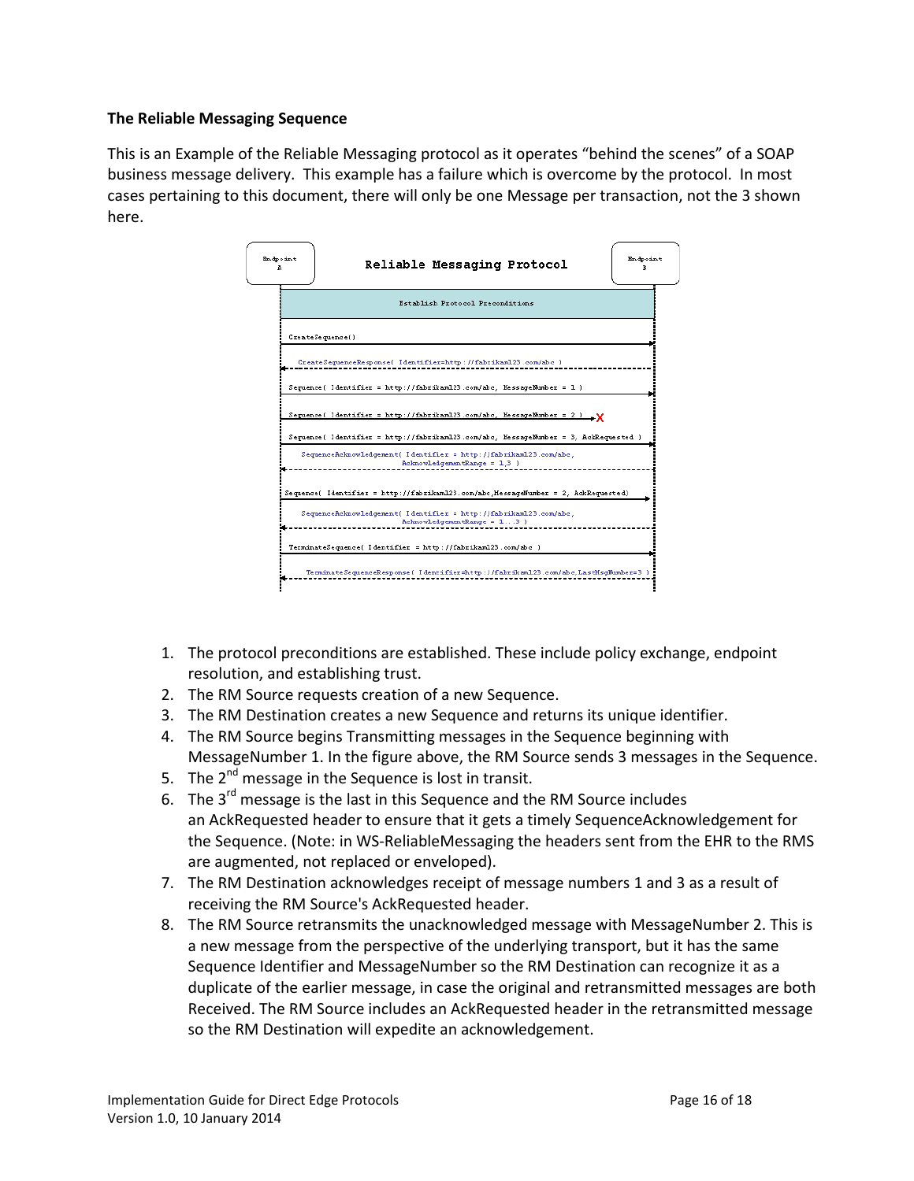**The Reliable Messaging Sequence**

This is an Example of the Reliable Messaging protocol as it operates "behind the scenes" of a SOAP business message delivery. This example has a failure which is overcome by the protocol. In most cases pertaining to this document, there will only be one Message per transaction, not the 3 shown here.

```
Endpoint A                Reliable Messaging Protocol                Endpoint B

                        Establish Protocol Preconditions

CreateSequence()  --->
<---  CreateSequenceResponse( Identifier=http://fabrikam123.com/abc )
Sequence( Identifier = http://fabrikam123.com/abc, MessageNumber = 1 )  --->
Sequence( Identifier = http://fabrikam123.com/abc, MessageNumber = 2 )  ---> X
Sequence( Identifier = http://fabrikam123.com/abc, MessageNumber = 3, AckRequested )  --->
<---  SequenceAcknowledgement( Identifier = http://fabrikam123.com/abc,
                               AcknowledgementRange = 1,3 )
Sequence( Identifier = http://fabrikam123.com/abc,MessageNumber = 2, AckRequested)  --->
<---  SequenceAcknowledgement( Identifier = http://fabrikam123.com/abc,
                               AcknowledgementRange = 1...3 )
TerminateSequence( Identifier = http://fabrikam123.com/abc )  --->
<---  TerminateSequenceResponse( Identifier=http://fabrikam123.com/abc,LastMsgNumber=3 )
```

1. The protocol preconditions are established. These include policy exchange, endpoint resolution, and establishing trust.
2. The RM Source requests creation of a new Sequence.
3. The RM Destination creates a new Sequence and returns its unique identifier.
4. The RM Source begins Transmitting messages in the Sequence beginning with MessageNumber 1. In the figure above, the RM Source sends 3 messages in the Sequence.
5. The 2nd message in the Sequence is lost in transit.
6. The 3rd message is the last in this Sequence and the RM Source includes an AckRequested header to ensure that it gets a timely SequenceAcknowledgement for the Sequence. (Note: in WS-ReliableMessaging the headers sent from the EHR to the RMS are augmented, not replaced or enveloped).
7. The RM Destination acknowledges receipt of message numbers 1 and 3 as a result of receiving the RM Source's AckRequested header.
8. The RM Source retransmits the unacknowledged message with MessageNumber 2. This is a new message from the perspective of the underlying transport, but it has the same Sequence Identifier and MessageNumber so the RM Destination can recognize it as a duplicate of the earlier message, in case the original and retransmitted messages are both Received. The RM Source includes an AckRequested header in the retransmitted message so the RM Destination will expedite an acknowledgement.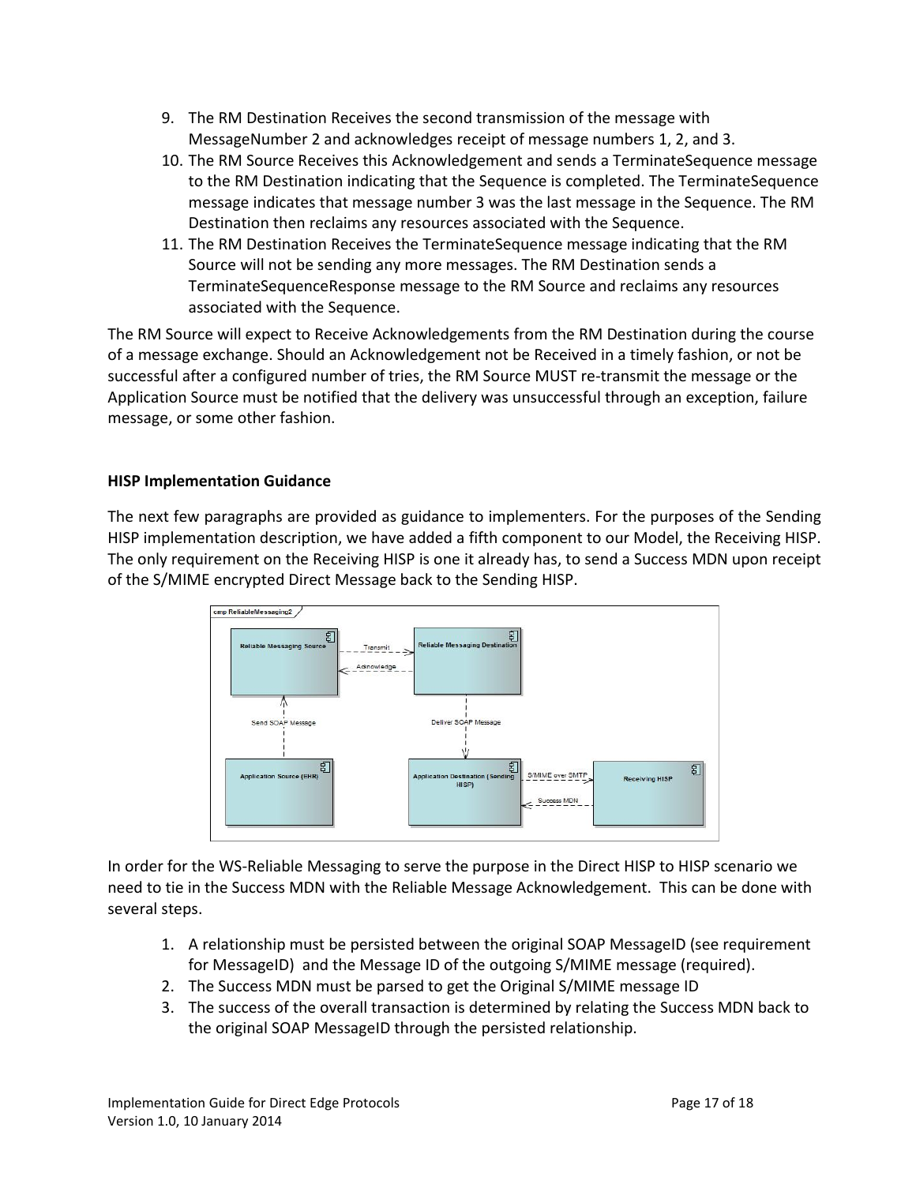9. The RM Destination Receives the second transmission of the message with MessageNumber 2 and acknowledges receipt of message numbers 1, 2, and 3.
10. The RM Source Receives this Acknowledgement and sends a TerminateSequence message to the RM Destination indicating that the Sequence is completed. The TerminateSequence message indicates that message number 3 was the last message in the Sequence. The RM Destination then reclaims any resources associated with the Sequence.
11. The RM Destination Receives the TerminateSequence message indicating that the RM Source will not be sending any more messages. The RM Destination sends a TerminateSequenceResponse message to the RM Source and reclaims any resources associated with the Sequence.

The RM Source will expect to Receive Acknowledgements from the RM Destination during the course of a message exchange. Should an Acknowledgement not be Received in a timely fashion, or not be successful after a configured number of tries, the RM Source MUST re-transmit the message or the Application Source must be notified that the delivery was unsuccessful through an exception, failure message, or some other fashion.

**HISP Implementation Guidance**

The next few paragraphs are provided as guidance to implementers. For the purposes of the Sending HISP implementation description, we have added a fifth component to our Model, the Receiving HISP. The only requirement on the Receiving HISP is one it already has, to send a Success MDN upon receipt of the S/MIME encrypted Direct Message back to the Sending HISP.

In order for the WS-Reliable Messaging to serve the purpose in the Direct HISP to HISP scenario we need to tie in the Success MDN with the Reliable Message Acknowledgement. This can be done with several steps.

1. A relationship must be persisted between the original SOAP MessageID (see requirement for MessageID) and the Message ID of the outgoing S/MIME message (required).
2. The Success MDN must be parsed to get the Original S/MIME message ID
3. The success of the overall transaction is determined by relating the Success MDN back to the original SOAP MessageID through the persisted relationship.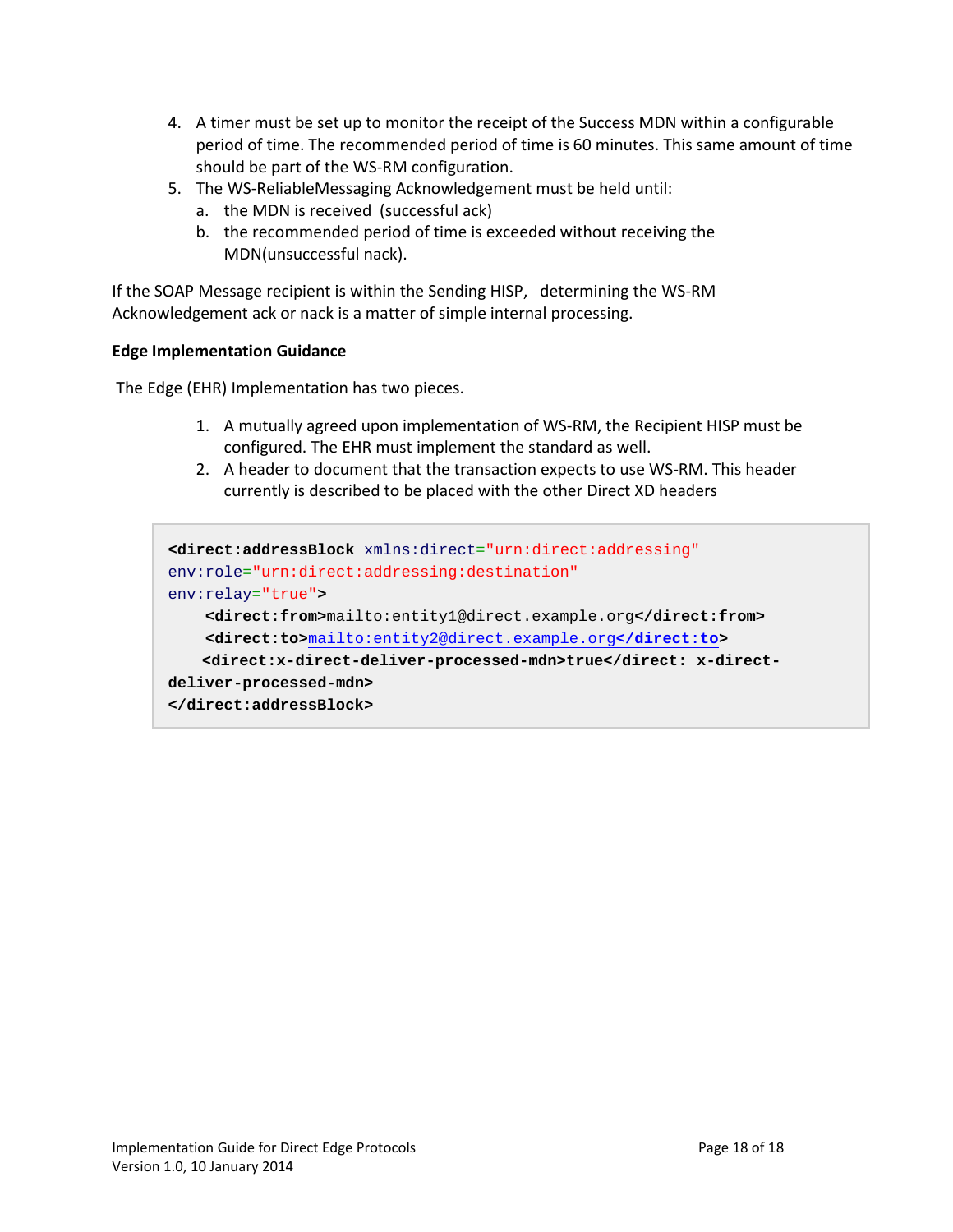4. A timer must be set up to monitor the receipt of the Success MDN within a configurable period of time. The recommended period of time is 60 minutes. This same amount of time should be part of the WS-RM configuration.
5. The WS-ReliableMessaging Acknowledgement must be held until:
   a. the MDN is received  (successful ack)
   b. the recommended period of time is exceeded without receiving the MDN(unsuccessful nack).

If the SOAP Message recipient is within the Sending HISP,  determining the WS-RM Acknowledgement ack or nack is a matter of simple internal processing.

**Edge Implementation Guidance**

The Edge (EHR) Implementation has two pieces.

1. A mutually agreed upon implementation of WS-RM, the Recipient HISP must be configured. The EHR must implement the standard as well.
2. A header to document that the transaction expects to use WS-RM. This header currently is described to be placed with the other Direct XD headers

```
<direct:addressBlock xmlns:direct="urn:direct:addressing"
env:role="urn:direct:addressing:destination"
env:relay="true">
    <direct:from>mailto:entity1@direct.example.org</direct:from>
    <direct:to>mailto:entity2@direct.example.org</direct:to>
    <direct:x-direct-deliver-processed-mdn>true</direct: x-direct-
deliver-processed-mdn>
</direct:addressBlock>
```